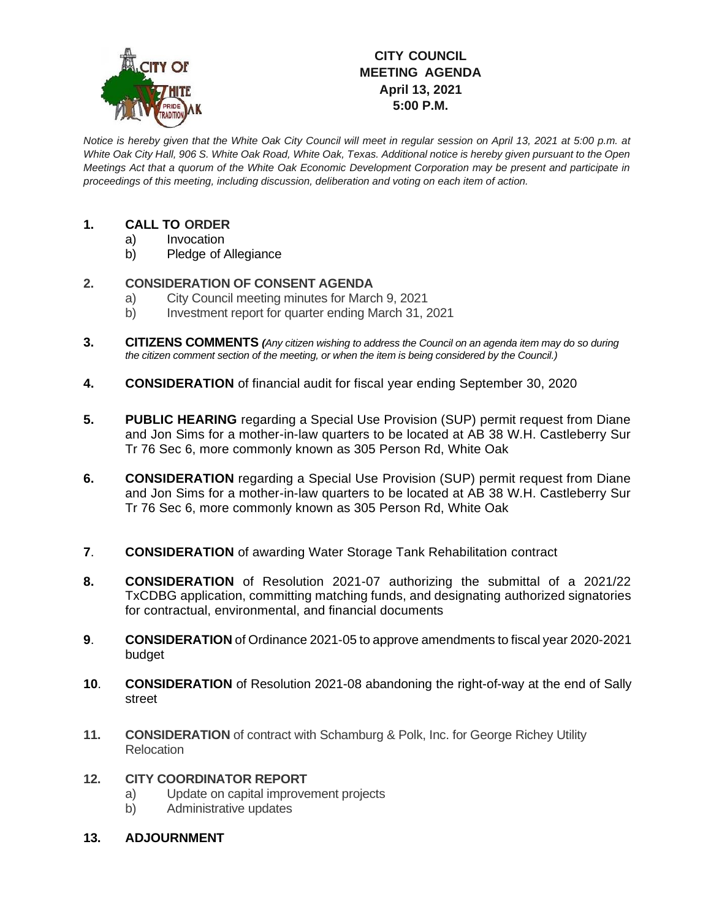# CITY COUNCIL MEETING AGENDA

**April 13, 2021**
**5:00 P.M.**

*Notice is hereby given that the White Oak City Council will meet in regular session on April 13, 2021 at 5:00 p.m. at White Oak City Hall, 906 S. White Oak Road, White Oak, Texas. Additional notice is hereby given pursuant to the Open Meetings Act that a quorum of the White Oak Economic Development Corporation may be present and participate in proceedings of this meeting, including discussion, deliberation and voting on each item of action.*

**1. CALL TO ORDER**
   - a) Invocation
   - b) Pledge of Allegiance

**2. CONSIDERATION OF CONSENT AGENDA**
   - a) City Council meeting minutes for March 9, 2021
   - b) Investment report for quarter ending March 31, 2021

**3. CITIZENS COMMENTS** *(Any citizen wishing to address the Council on an agenda item may do so during the citizen comment section of the meeting, or when the item is being considered by the Council.)*

**4. CONSIDERATION** of financial audit for fiscal year ending September 30, 2020

**5. PUBLIC HEARING** regarding a Special Use Provision (SUP) permit request from Diane and Jon Sims for a mother-in-law quarters to be located at AB 38 W.H. Castleberry Sur Tr 76 Sec 6, more commonly known as 305 Person Rd, White Oak

**6. CONSIDERATION** regarding a Special Use Provision (SUP) permit request from Diane and Jon Sims for a mother-in-law quarters to be located at AB 38 W.H. Castleberry Sur Tr 76 Sec 6, more commonly known as 305 Person Rd, White Oak

**7. CONSIDERATION** of awarding Water Storage Tank Rehabilitation contract

**8. CONSIDERATION** of Resolution 2021-07 authorizing the submittal of a 2021/22 TxCDBG application, committing matching funds, and designating authorized signatories for contractual, environmental, and financial documents

**9. CONSIDERATION** of Ordinance 2021-05 to approve amendments to fiscal year 2020-2021 budget

**10. CONSIDERATION** of Resolution 2021-08 abandoning the right-of-way at the end of Sally street

**11. CONSIDERATION** of contract with Schamburg & Polk, Inc. for George Richey Utility Relocation

**12. CITY COORDINATOR REPORT**
   - a) Update on capital improvement projects
   - b) Administrative updates

**13. ADJOURNMENT**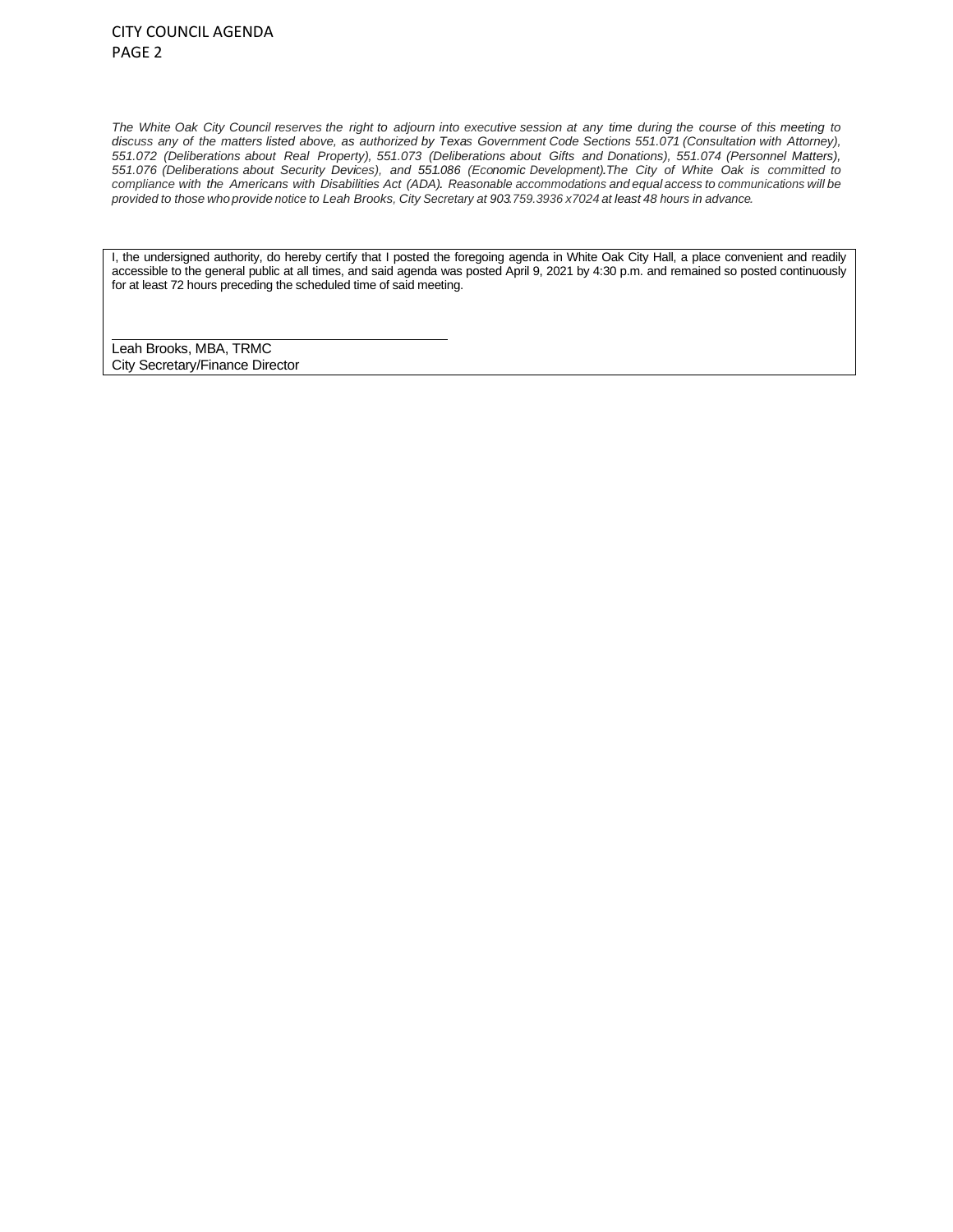*The White Oak City Council reserves the right to adjourn into executive session at any time during the course of this meeting to discuss any of the matters listed above, as authorized by Texas Government Code Sections 551.071 (Consultation with Attorney), 551.072 (Deliberations about Real Property), 551.073 (Deliberations about Gifts and Donations), 551.074 (Personnel Matters), 551.076 (Deliberations about Security Devices), and 551.086 (Economic Development).The City of White Oak is committed to compliance with the Americans with Disabilities Act (ADA). Reasonable accommodations and equal access to communications will be provided to those who provide notice to Leah Brooks, City Secretary at 903.759.3936 x7024 at least 48 hours in advance.*

I, the undersigned authority, do hereby certify that I posted the foregoing agenda in White Oak City Hall, a place convenient and readily accessible to the general public at all times, and said agenda was posted April 9, 2021 by 4:30 p.m. and remained so posted continuously for at least 72 hours preceding the scheduled time of said meeting.

\_\_\_\_\_\_\_\_\_\_\_\_\_\_\_\_\_\_\_\_\_\_\_\_\_\_\_\_\_\_\_\_\_\_\_\_\_\_\_\_

Leah Brooks, MBA, TRMC
City Secretary/Finance Director